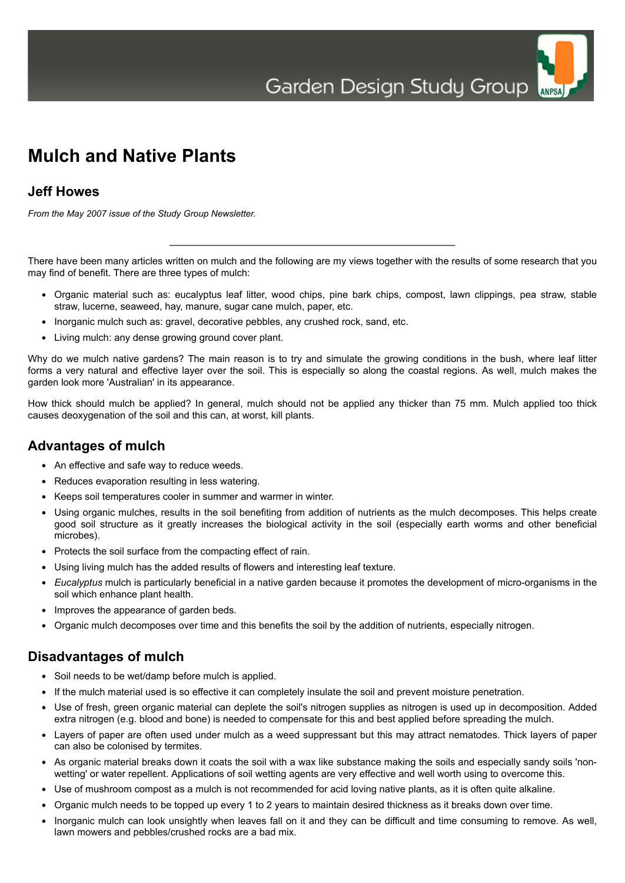Garden Design Study Group

# Mulch and Native Plants

## Jeff Howes

*From the May 2007 issue of the Study Group Newsletter.*

---

There have been many articles written on mulch and the following are my views together with the results of some research that you may find of benefit. There are three types of mulch:

- Organic material such as: eucalyptus leaf litter, wood chips, pine bark chips, compost, lawn clippings, pea straw, stable straw, lucerne, seaweed, hay, manure, sugar cane mulch, paper, etc.
- Inorganic mulch such as: gravel, decorative pebbles, any crushed rock, sand, etc.
- Living mulch: any dense growing ground cover plant.

Why do we mulch native gardens? The main reason is to try and simulate the growing conditions in the bush, where leaf litter forms a very natural and effective layer over the soil. This is especially so along the coastal regions. As well, mulch makes the garden look more 'Australian' in its appearance.

How thick should mulch be applied? In general, mulch should not be applied any thicker than 75 mm. Mulch applied too thick causes deoxygenation of the soil and this can, at worst, kill plants.

## Advantages of mulch

- An effective and safe way to reduce weeds.
- Reduces evaporation resulting in less watering.
- Keeps soil temperatures cooler in summer and warmer in winter.
- Using organic mulches, results in the soil benefiting from addition of nutrients as the mulch decomposes. This helps create good soil structure as it greatly increases the biological activity in the soil (especially earth worms and other beneficial microbes).
- Protects the soil surface from the compacting effect of rain.
- Using living mulch has the added results of flowers and interesting leaf texture.
- *Eucalyptus* mulch is particularly beneficial in a native garden because it promotes the development of micro-organisms in the soil which enhance plant health.
- Improves the appearance of garden beds.
- Organic mulch decomposes over time and this benefits the soil by the addition of nutrients, especially nitrogen.

## Disadvantages of mulch

- Soil needs to be wet/damp before mulch is applied.
- If the mulch material used is so effective it can completely insulate the soil and prevent moisture penetration.
- Use of fresh, green organic material can deplete the soil's nitrogen supplies as nitrogen is used up in decomposition. Added extra nitrogen (e.g. blood and bone) is needed to compensate for this and best applied before spreading the mulch.
- Layers of paper are often used under mulch as a weed suppressant but this may attract nematodes. Thick layers of paper can also be colonised by termites.
- As organic material breaks down it coats the soil with a wax like substance making the soils and especially sandy soils 'non-wetting' or water repellent. Applications of soil wetting agents are very effective and well worth using to overcome this.
- Use of mushroom compost as a mulch is not recommended for acid loving native plants, as it is often quite alkaline.
- Organic mulch needs to be topped up every 1 to 2 years to maintain desired thickness as it breaks down over time.
- Inorganic mulch can look unsightly when leaves fall on it and they can be difficult and time consuming to remove. As well, lawn mowers and pebbles/crushed rocks are a bad mix.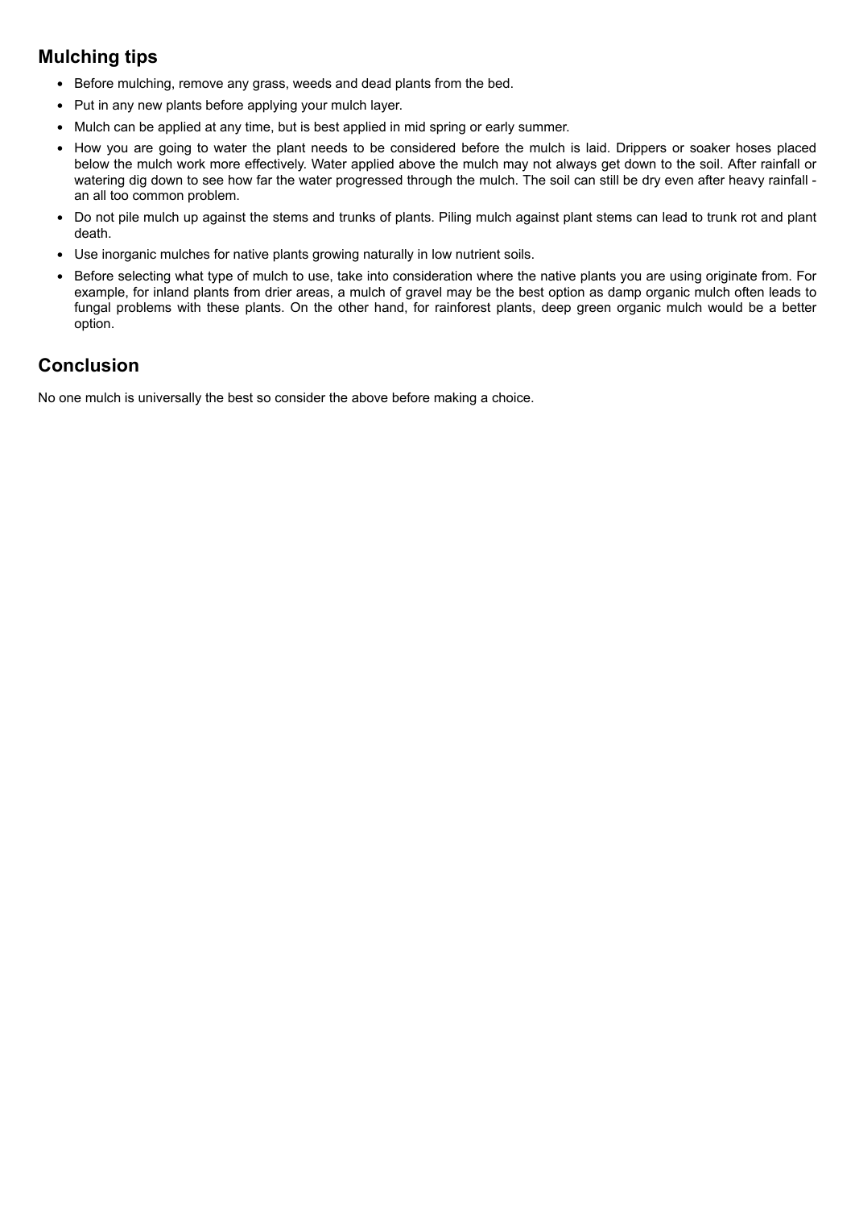## Mulching tips

- Before mulching, remove any grass, weeds and dead plants from the bed.
- Put in any new plants before applying your mulch layer.
- Mulch can be applied at any time, but is best applied in mid spring or early summer.
- How you are going to water the plant needs to be considered before the mulch is laid. Drippers or soaker hoses placed below the mulch work more effectively. Water applied above the mulch may not always get down to the soil. After rainfall or watering dig down to see how far the water progressed through the mulch. The soil can still be dry even after heavy rainfall - an all too common problem.
- Do not pile mulch up against the stems and trunks of plants. Piling mulch against plant stems can lead to trunk rot and plant death.
- Use inorganic mulches for native plants growing naturally in low nutrient soils.
- Before selecting what type of mulch to use, take into consideration where the native plants you are using originate from. For example, for inland plants from drier areas, a mulch of gravel may be the best option as damp organic mulch often leads to fungal problems with these plants. On the other hand, for rainforest plants, deep green organic mulch would be a better option.

## Conclusion

No one mulch is universally the best so consider the above before making a choice.